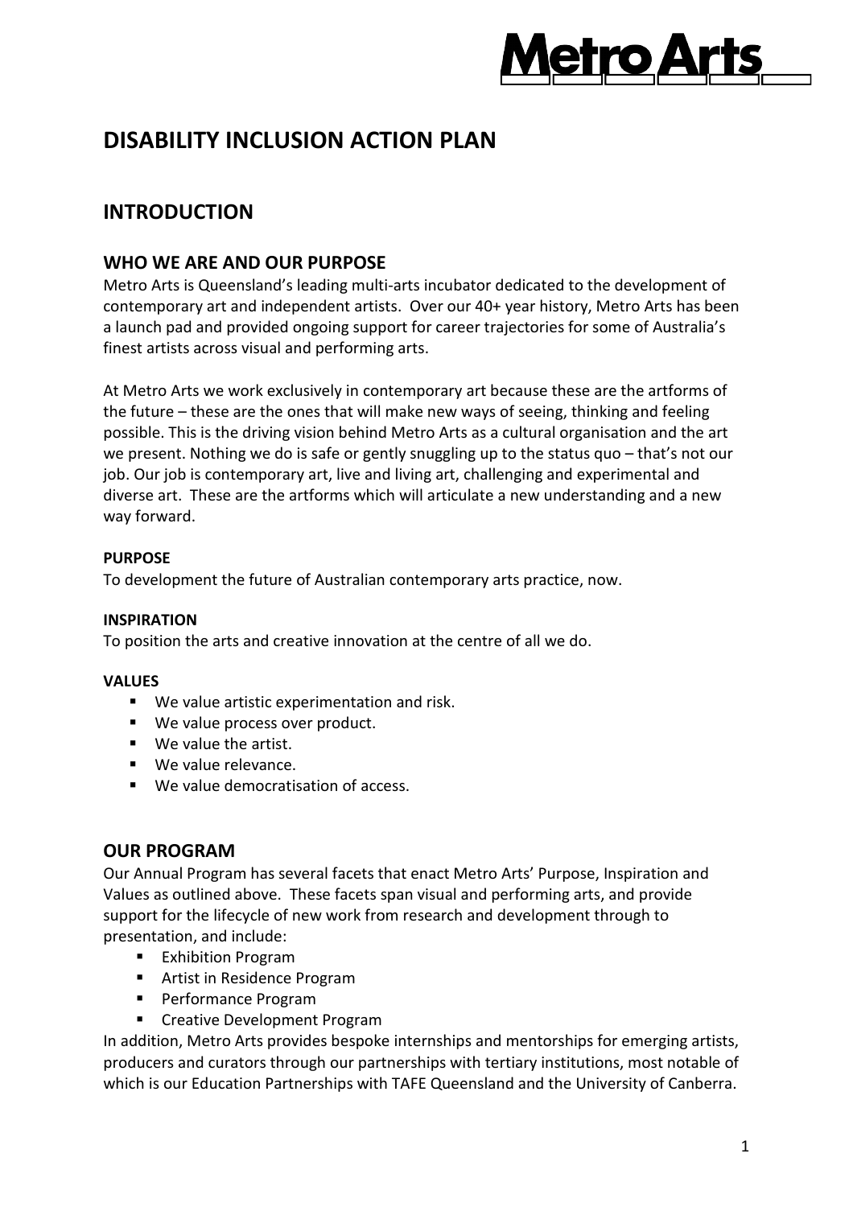# DISABILITY INCLUSION ACTION PLAN

## INTRODUCTION

### WHO WE ARE AND OUR PURPOSE

Metro Arts is Queensland's leading multi-arts incubator dedicated to the development of contemporary art and independent artists. Over our 40+ year history, Metro Arts has been a launch pad and provided ongoing support for career trajectories for some of Australia's finest artists across visual and performing arts.

At Metro Arts we work exclusively in contemporary art because these are the artforms of the future – these are the ones that will make new ways of seeing, thinking and feeling possible. This is the driving vision behind Metro Arts as a cultural organisation and the art we present. Nothing we do is safe or gently snuggling up to the status quo – that's not our job. Our job is contemporary art, live and living art, challenging and experimental and diverse art. These are the artforms which will articulate a new understanding and a new way forward.

**PURPOSE**

To development the future of Australian contemporary arts practice, now.

**INSPIRATION**

To position the arts and creative innovation at the centre of all we do.

**VALUES**

- We value artistic experimentation and risk.
- We value process over product.
- We value the artist.
- We value relevance.
- We value democratisation of access.

### OUR PROGRAM

Our Annual Program has several facets that enact Metro Arts' Purpose, Inspiration and Values as outlined above. These facets span visual and performing arts, and provide support for the lifecycle of new work from research and development through to presentation, and include:

- Exhibition Program
- Artist in Residence Program
- Performance Program
- Creative Development Program

In addition, Metro Arts provides bespoke internships and mentorships for emerging artists, producers and curators through our partnerships with tertiary institutions, most notable of which is our Education Partnerships with TAFE Queensland and the University of Canberra.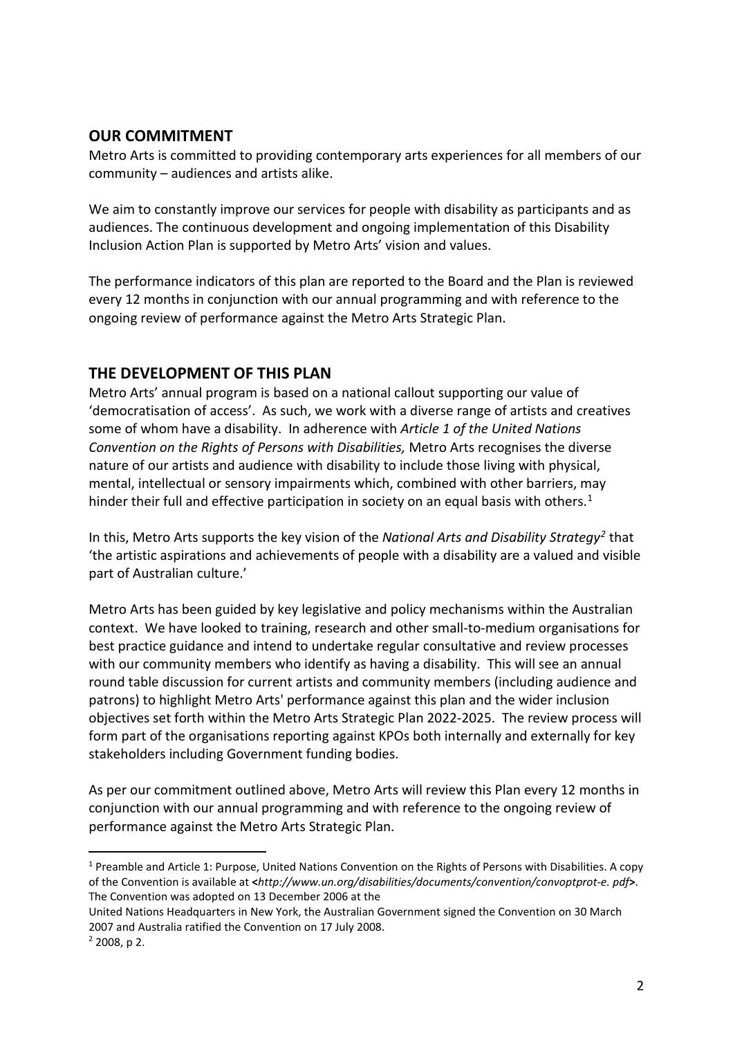## OUR COMMITMENT

Metro Arts is committed to providing contemporary arts experiences for all members of our community – audiences and artists alike.

We aim to constantly improve our services for people with disability as participants and as audiences. The continuous development and ongoing implementation of this Disability Inclusion Action Plan is supported by Metro Arts' vision and values.

The performance indicators of this plan are reported to the Board and the Plan is reviewed every 12 months in conjunction with our annual programming and with reference to the ongoing review of performance against the Metro Arts Strategic Plan.

## THE DEVELOPMENT OF THIS PLAN

Metro Arts' annual program is based on a national callout supporting our value of 'democratisation of access'. As such, we work with a diverse range of artists and creatives some of whom have a disability. In adherence with *Article 1 of the United Nations Convention on the Rights of Persons with Disabilities,* Metro Arts recognises the diverse nature of our artists and audience with disability to include those living with physical, mental, intellectual or sensory impairments which, combined with other barriers, may hinder their full and effective participation in society on an equal basis with others.[1]

In this, Metro Arts supports the key vision of the *National Arts and Disability Strategy*[2] that 'the artistic aspirations and achievements of people with a disability are a valued and visible part of Australian culture.'

Metro Arts has been guided by key legislative and policy mechanisms within the Australian context. We have looked to training, research and other small-to-medium organisations for best practice guidance and intend to undertake regular consultative and review processes with our community members who identify as having a disability. This will see an annual round table discussion for current artists and community members (including audience and patrons) to highlight Metro Arts' performance against this plan and the wider inclusion objectives set forth within the Metro Arts Strategic Plan 2022-2025. The review process will form part of the organisations reporting against KPOs both internally and externally for key stakeholders including Government funding bodies.

As per our commitment outlined above, Metro Arts will review this Plan every 12 months in conjunction with our annual programming and with reference to the ongoing review of performance against the Metro Arts Strategic Plan.

---

[1] Preamble and Article 1: Purpose, United Nations Convention on the Rights of Persons with Disabilities. A copy of the Convention is available at <*http://www.un.org/disabilities/documents/convention/convoptprot-e. pdf*>. The Convention was adopted on 13 December 2006 at the

United Nations Headquarters in New York, the Australian Government signed the Convention on 30 March 2007 and Australia ratified the Convention on 17 July 2008.

[2] 2008, p 2.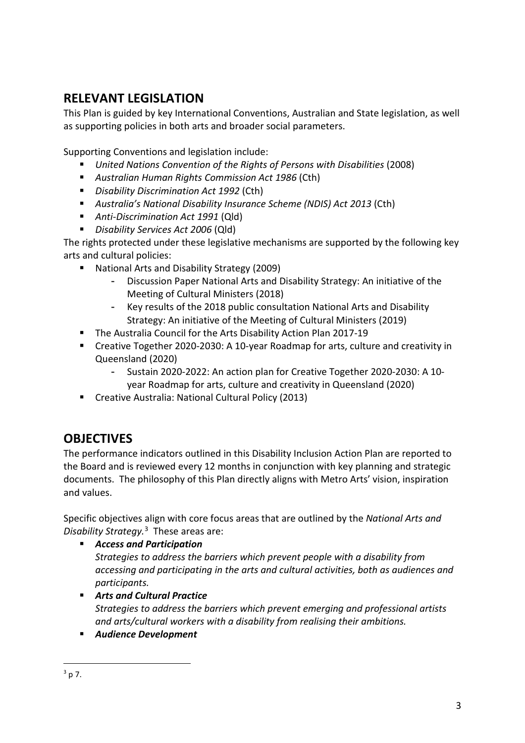## RELEVANT LEGISLATION

This Plan is guided by key International Conventions, Australian and State legislation, as well as supporting policies in both arts and broader social parameters.

Supporting Conventions and legislation include:

- *United Nations Convention of the Rights of Persons with Disabilities* (2008)
- *Australian Human Rights Commission Act 1986* (Cth)
- *Disability Discrimination Act 1992* (Cth)
- *Australia's National Disability Insurance Scheme (NDIS) Act 2013* (Cth)
- *Anti-Discrimination Act 1991* (Qld)
- *Disability Services Act 2006* (Qld)

The rights protected under these legislative mechanisms are supported by the following key arts and cultural policies:

- National Arts and Disability Strategy (2009)
  - Discussion Paper National Arts and Disability Strategy: An initiative of the Meeting of Cultural Ministers (2018)
  - Key results of the 2018 public consultation National Arts and Disability Strategy: An initiative of the Meeting of Cultural Ministers (2019)
- The Australia Council for the Arts Disability Action Plan 2017-19
- Creative Together 2020-2030: A 10-year Roadmap for arts, culture and creativity in Queensland (2020)
  - Sustain 2020-2022: An action plan for Creative Together 2020-2030: A 10-year Roadmap for arts, culture and creativity in Queensland (2020)
- Creative Australia: National Cultural Policy (2013)

## OBJECTIVES

The performance indicators outlined in this Disability Inclusion Action Plan are reported to the Board and is reviewed every 12 months in conjunction with key planning and strategic documents. The philosophy of this Plan directly aligns with Metro Arts' vision, inspiration and values.

Specific objectives align with core focus areas that are outlined by the *National Arts and Disability Strategy.*[3] These areas are:

- ***Access and Participation***
  *Strategies to address the barriers which prevent people with a disability from accessing and participating in the arts and cultural activities, both as audiences and participants.*
- ***Arts and Cultural Practice***
  *Strategies to address the barriers which prevent emerging and professional artists and arts/cultural workers with a disability from realising their ambitions.*
- ***Audience Development***

[3] p 7.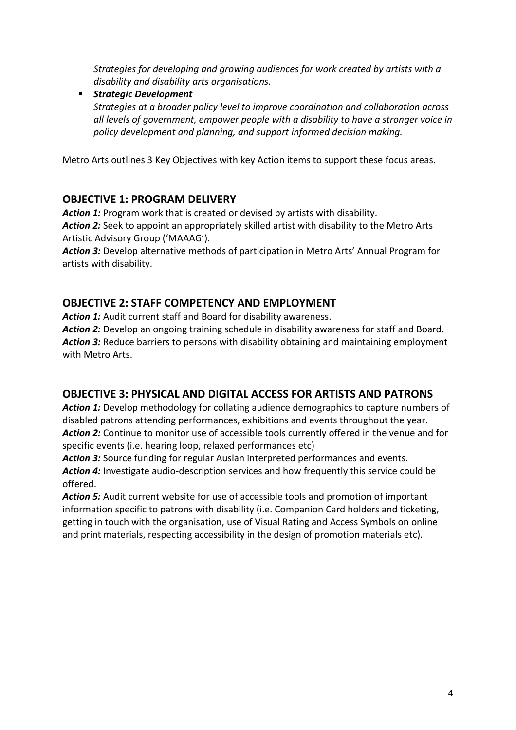*Strategies for developing and growing audiences for work created by artists with a disability and disability arts organisations.*

- ***Strategic Development***
  *Strategies at a broader policy level to improve coordination and collaboration across all levels of government, empower people with a disability to have a stronger voice in policy development and planning, and support informed decision making.*

Metro Arts outlines 3 Key Objectives with key Action items to support these focus areas.

## OBJECTIVE 1: PROGRAM DELIVERY

***Action 1:*** Program work that is created or devised by artists with disability.
***Action 2:*** Seek to appoint an appropriately skilled artist with disability to the Metro Arts Artistic Advisory Group ('MAAAG').
***Action 3:*** Develop alternative methods of participation in Metro Arts' Annual Program for artists with disability.

## OBJECTIVE 2: STAFF COMPETENCY AND EMPLOYMENT

***Action 1:*** Audit current staff and Board for disability awareness.
***Action 2:*** Develop an ongoing training schedule in disability awareness for staff and Board.
***Action 3:*** Reduce barriers to persons with disability obtaining and maintaining employment with Metro Arts.

## OBJECTIVE 3: PHYSICAL AND DIGITAL ACCESS FOR ARTISTS AND PATRONS

***Action 1:*** Develop methodology for collating audience demographics to capture numbers of disabled patrons attending performances, exhibitions and events throughout the year.
***Action 2:*** Continue to monitor use of accessible tools currently offered in the venue and for specific events (i.e. hearing loop, relaxed performances etc)
***Action 3:*** Source funding for regular Auslan interpreted performances and events.
***Action 4:*** Investigate audio-description services and how frequently this service could be offered.
***Action 5:*** Audit current website for use of accessible tools and promotion of important information specific to patrons with disability (i.e. Companion Card holders and ticketing, getting in touch with the organisation, use of Visual Rating and Access Symbols on online and print materials, respecting accessibility in the design of promotion materials etc).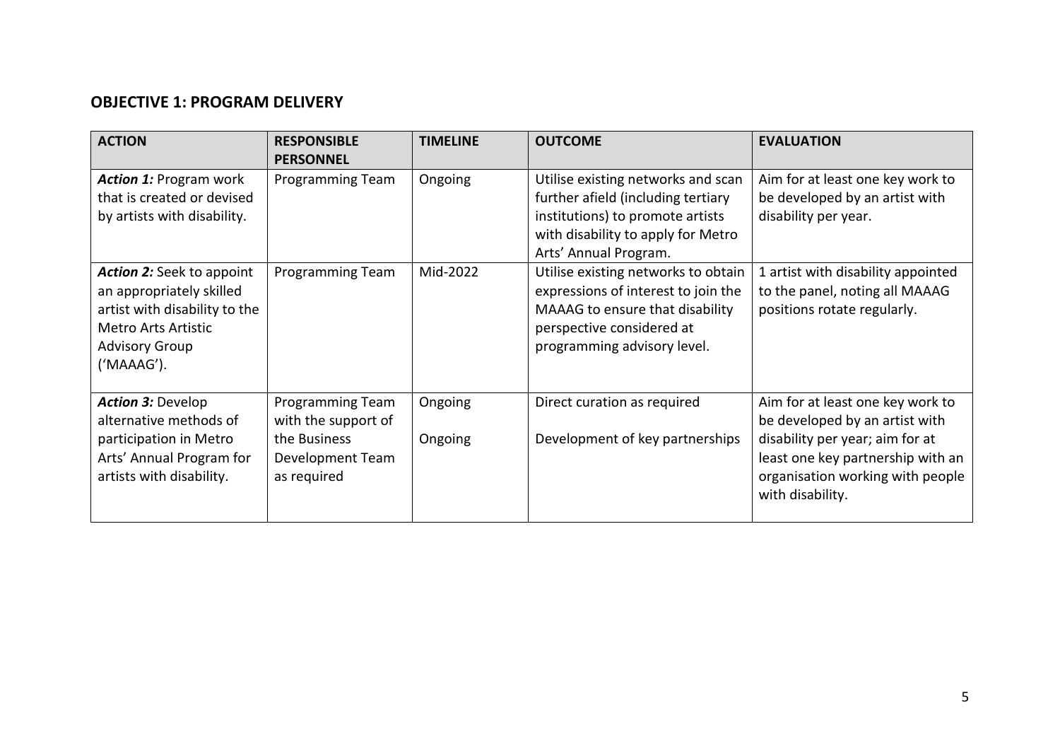## OBJECTIVE 1: PROGRAM DELIVERY

| ACTION | RESPONSIBLE PERSONNEL | TIMELINE | OUTCOME | EVALUATION |
|---|---|---|---|---|
| ***Action 1:*** Program work that is created or devised by artists with disability. | Programming Team | Ongoing | Utilise existing networks and scan further afield (including tertiary institutions) to promote artists with disability to apply for Metro Arts' Annual Program. | Aim for at least one key work to be developed by an artist with disability per year. |
| ***Action 2:*** Seek to appoint an appropriately skilled artist with disability to the Metro Arts Artistic Advisory Group ('MAAAG'). | Programming Team | Mid-2022 | Utilise existing networks to obtain expressions of interest to join the MAAAG to ensure that disability perspective considered at programming advisory level. | 1 artist with disability appointed to the panel, noting all MAAAG positions rotate regularly. |
| ***Action 3:*** Develop alternative methods of participation in Metro Arts' Annual Program for artists with disability. | Programming Team with the support of the Business Development Team as required | Ongoing<br><br>Ongoing | Direct curation as required<br><br>Development of key partnerships | Aim for at least one key work to be developed by an artist with disability per year; aim for at least one key partnership with an organisation working with people with disability. |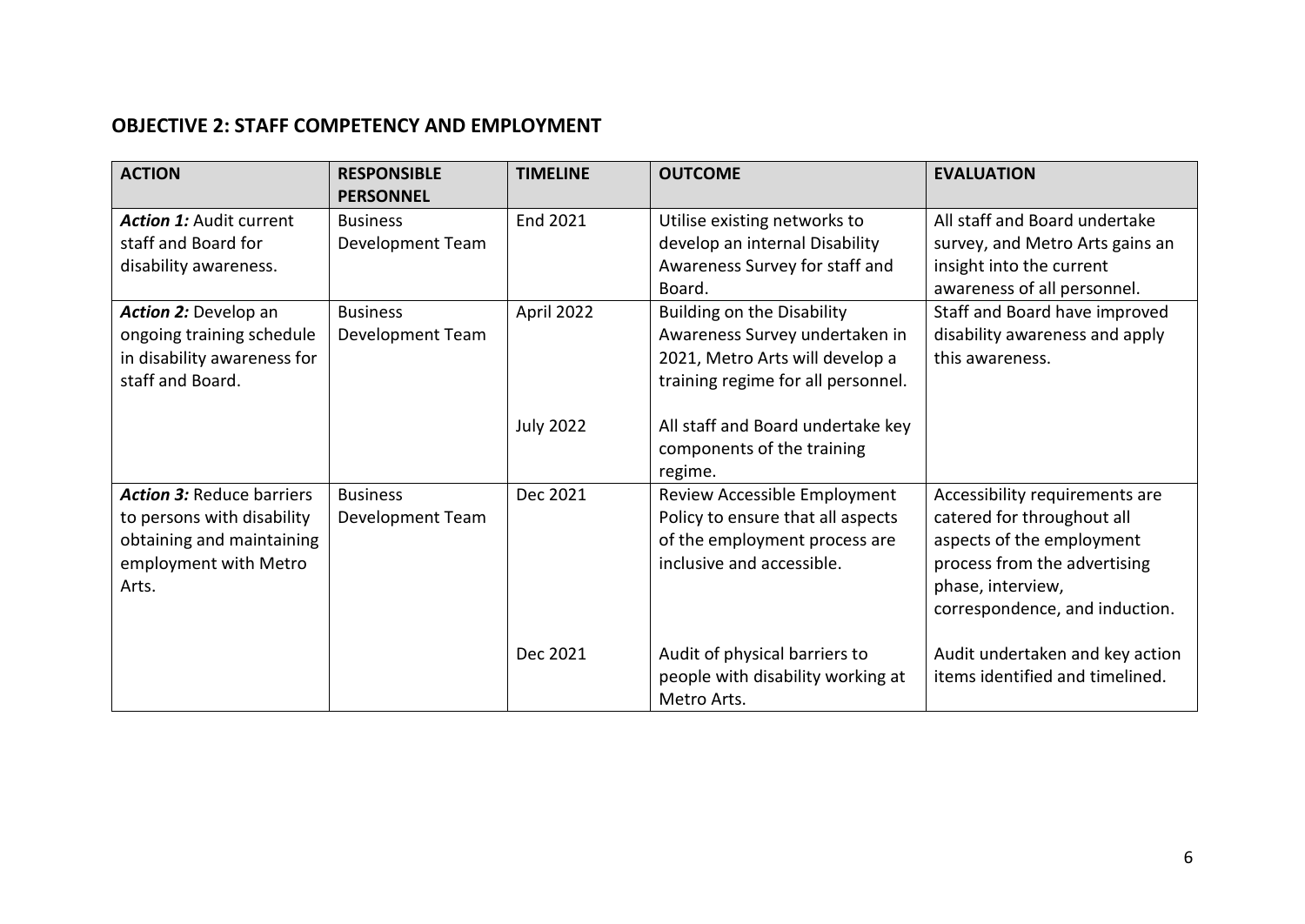## OBJECTIVE 2: STAFF COMPETENCY AND EMPLOYMENT

| ACTION | RESPONSIBLE PERSONNEL | TIMELINE | OUTCOME | EVALUATION |
|---|---|---|---|---|
| ***Action 1:*** Audit current staff and Board for disability awareness. | Business Development Team | End 2021 | Utilise existing networks to develop an internal Disability Awareness Survey for staff and Board. | All staff and Board undertake survey, and Metro Arts gains an insight into the current awareness of all personnel. |
| ***Action 2:*** Develop an ongoing training schedule in disability awareness for staff and Board. | Business Development Team | April 2022 | Building on the Disability Awareness Survey undertaken in 2021, Metro Arts will develop a training regime for all personnel. | Staff and Board have improved disability awareness and apply this awareness. |
| | | July 2022 | All staff and Board undertake key components of the training regime. | |
| ***Action 3:*** Reduce barriers to persons with disability obtaining and maintaining employment with Metro Arts. | Business Development Team | Dec 2021 | Review Accessible Employment Policy to ensure that all aspects of the employment process are inclusive and accessible. | Accessibility requirements are catered for throughout all aspects of the employment process from the advertising phase, interview, correspondence, and induction. |
| | | Dec 2021 | Audit of physical barriers to people with disability working at Metro Arts. | Audit undertaken and key action items identified and timelined. |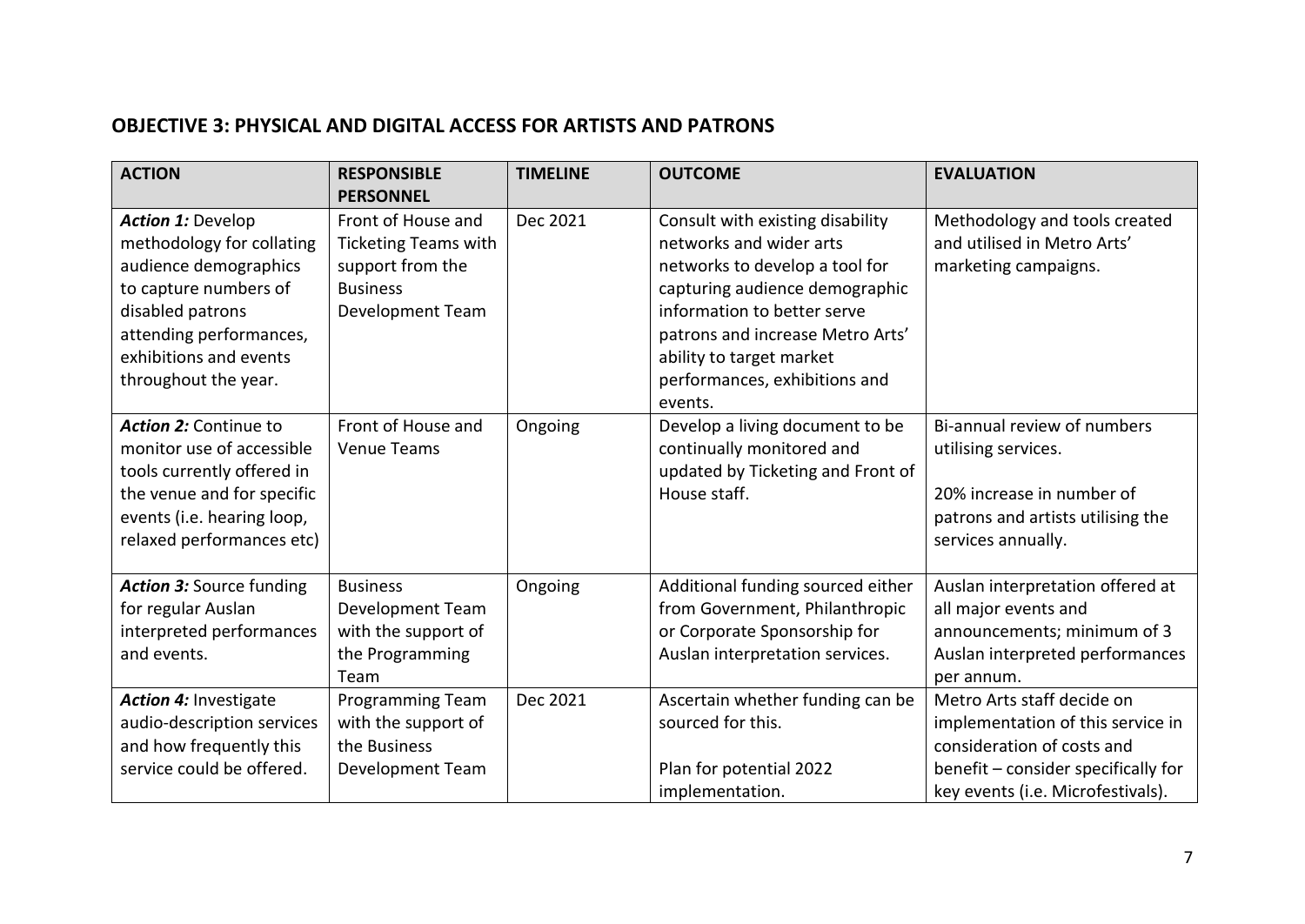## OBJECTIVE 3: PHYSICAL AND DIGITAL ACCESS FOR ARTISTS AND PATRONS

| ACTION | RESPONSIBLE PERSONNEL | TIMELINE | OUTCOME | EVALUATION |
|---|---|---|---|---|
| ***Action 1:*** Develop methodology for collating audience demographics to capture numbers of disabled patrons attending performances, exhibitions and events throughout the year. | Front of House and Ticketing Teams with support from the Business Development Team | Dec 2021 | Consult with existing disability networks and wider arts networks to develop a tool for capturing audience demographic information to better serve patrons and increase Metro Arts' ability to target market performances, exhibitions and events. | Methodology and tools created and utilised in Metro Arts' marketing campaigns. |
| ***Action 2:*** Continue to monitor use of accessible tools currently offered in the venue and for specific events (i.e. hearing loop, relaxed performances etc) | Front of House and Venue Teams | Ongoing | Develop a living document to be continually monitored and updated by Ticketing and Front of House staff. | Bi-annual review of numbers utilising services.<br><br>20% increase in number of patrons and artists utilising the services annually. |
| ***Action 3:*** Source funding for regular Auslan interpreted performances and events. | Business Development Team with the support of the Programming Team | Ongoing | Additional funding sourced either from Government, Philanthropic or Corporate Sponsorship for Auslan interpretation services. | Auslan interpretation offered at all major events and announcements; minimum of 3 Auslan interpreted performances per annum. |
| ***Action 4:*** Investigate audio-description services and how frequently this service could be offered. | Programming Team with the support of the Business Development Team | Dec 2021 | Ascertain whether funding can be sourced for this.<br><br>Plan for potential 2022 implementation. | Metro Arts staff decide on implementation of this service in consideration of costs and benefit – consider specifically for key events (i.e. Microfestivals). |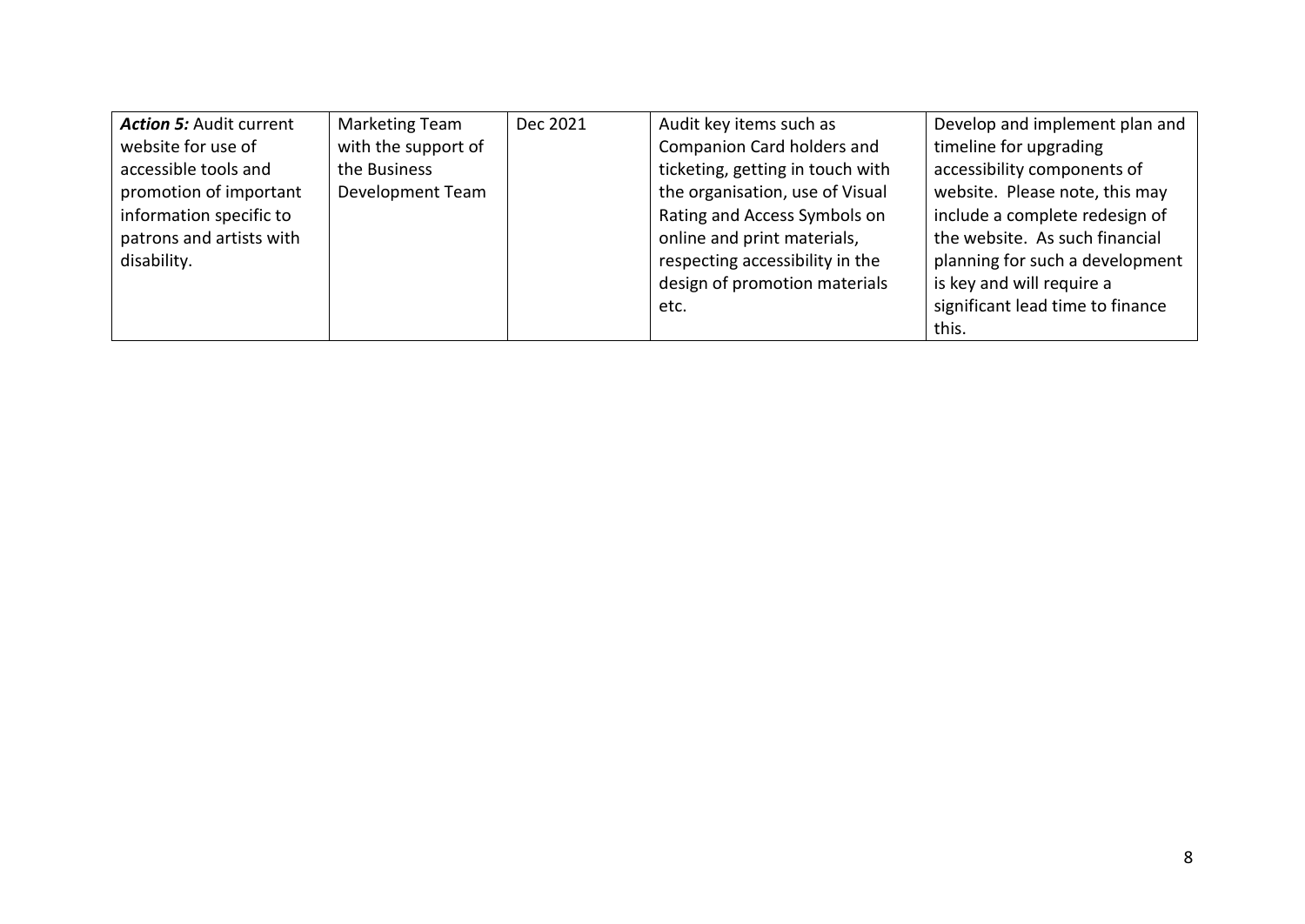| | | | | |
|---|---|---|---|---|
| ***Action 5:*** Audit current website for use of accessible tools and promotion of important information specific to patrons and artists with disability. | Marketing Team with the support of the Business Development Team | Dec 2021 | Audit key items such as Companion Card holders and ticketing, getting in touch with the organisation, use of Visual Rating and Access Symbols on online and print materials, respecting accessibility in the design of promotion materials etc. | Develop and implement plan and timeline for upgrading accessibility components of website. Please note, this may include a complete redesign of the website. As such financial planning for such a development is key and will require a significant lead time to finance this. |